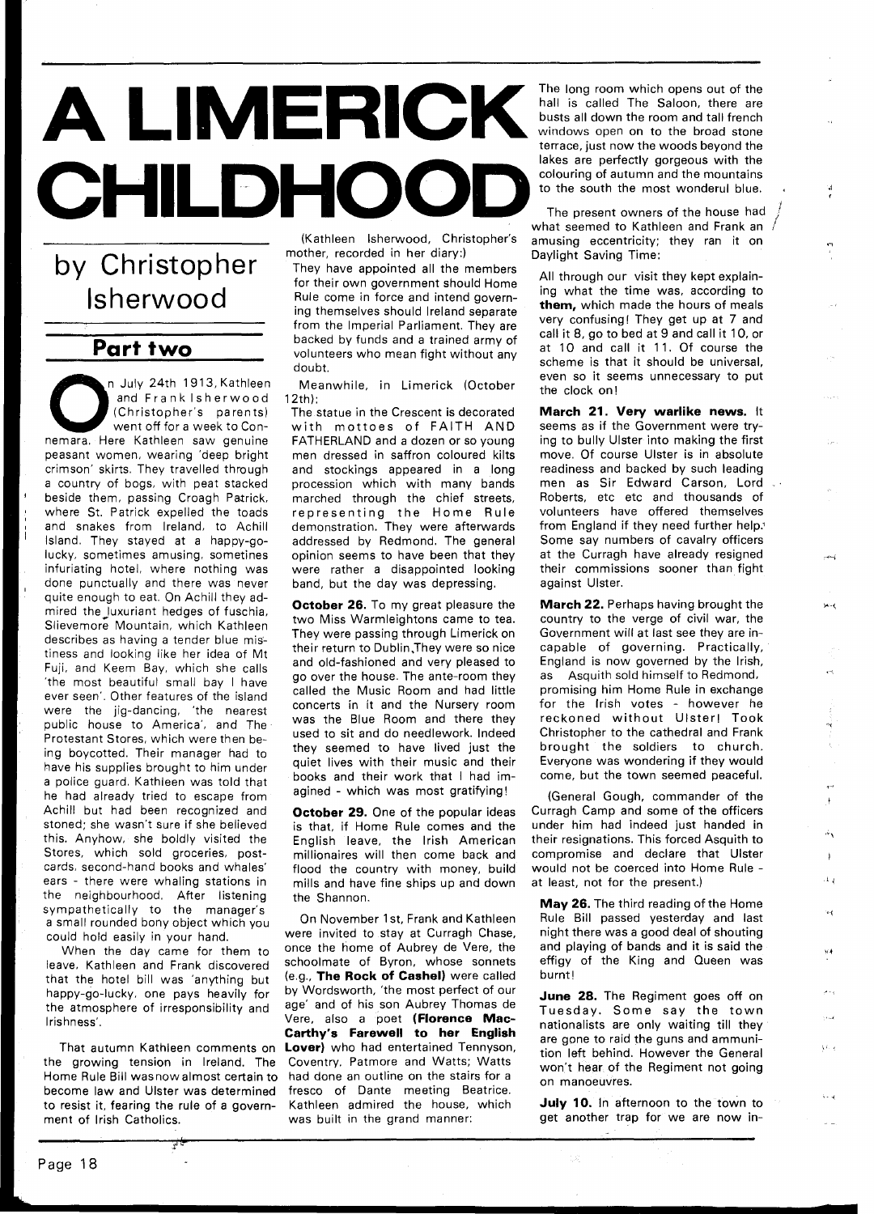# A LIMERICK CHILDHOOD

## by Christopher Isherwood

### Part two

On July 24th 1913, Kathleen and Frank Isherwood (Christopher's parents) went off for a week to Connemara. Here Kathleen saw genuine peasant women, wearing 'deep bright crimson' skirts. They travelled through a country of bogs, with peat stacked beside them, passing Croagh Patrick, where St. Patrick expelled the toads and snakes from Ireland, to Achill Island. They stayed at a happy-go-lucky, sometimes amusing, sometimes infuriating hotel, where nothing was done punctually and there was never quite enough to eat. On Achill they admired the luxuriant hedges of fuschia, Slievemore Mountain, which Kathleen describes as having a tender blue mistiness and looking like her idea of Mt Fuji, and Keem Bay, which she calls 'the most beautiful small bay I have ever seen'. Other features of the island were the jig-dancing, 'the nearest public house to America', and The Protestant Stores, which were then being boycotted. Their manager had to have his supplies brought to him under a police guard. Kathleen was told that he had already tried to escape from Achill but had been recognized and stoned; she wasn't sure if she believed this. Anyhow, she boldly visited the Stores, which sold groceries, postcards, second-hand books and whales' ears - there were whaling stations in the neighbourhood. After listening sympathetically to the manager's a small rounded bony object which you could hold easily in your hand.

When the day came for them to leave, Kathleen and Frank discovered that the hotel bill was 'anything but happy-go-lucky, one pays heavily for the atmosphere of irresponsibility and Irishness'.

That autumn Kathleen comments on the growing tension in Ireland. The Home Rule Bill was now almost certain to become law and Ulster was determined to resist it, fearing the rule of a government of Irish Catholics.

(Kathleen Isherwood, Christopher's mother, recorded in her diary:)

They have appointed all the members for their own government should Home Rule come in force and intend governing themselves should Ireland separate from the Imperial Parliament. They are backed by funds and a trained army of volunteers who mean fight without any doubt.

Meanwhile, in Limerick (October 12th):

The statue in the Crescent is decorated with mottoes of FAITH AND FATHERLAND and a dozen or so young men dressed in saffron coloured kilts and stockings appeared in a long procession which with many bands marched through the chief streets, representing the Home Rule demonstration. They were afterwards addressed by Redmond. The general opinion seems to have been that they were rather a disappointed looking band, but the day was depressing.

**October 26.** To my great pleasure the two Miss Warmleightons came to tea. They were passing through Limerick on their return to Dublin.They were so nice and old-fashioned and very pleased to go over the house. The ante-room they called the Music Room and had little concerts in it and the Nursery room was the Blue Room and there they used to sit and do needlework. Indeed they seemed to have lived just the quiet lives with their music and their books and their work that I had imagined - which was most gratifying!

**October 29.** One of the popular ideas is that, if Home Rule comes and the English leave, the Irish American millionaires will then come back and flood the country with money, build mills and have fine ships up and down the Shannon.

On November 1st, Frank and Kathleen were invited to stay at Curragh Chase, once the home of Aubrey de Vere, the schoolmate of Byron, whose sonnets (e.g., **The Rock of Cashel**) were called by Wordsworth, 'the most perfect of our age' and of his son Aubrey Thomas de Vere, also a poet (**Florence MacCarthy's Farewell to her English Lover**) who had entertained Tennyson, Coventry, Patmore and Watts; Watts had done an outline on the stairs for a fresco of Dante meeting Beatrice. Kathleen admired the house, which was built in the grand manner:

The long room which opens out of the hall is called The Saloon, there are busts all down the room and tall french windows open on to the broad stone terrace, just now the woods beyond the lakes are perfectly gorgeous with the colouring of autumn and the mountains to the south the most wonderul blue.

The present owners of the house had what seemed to Kathleen and Frank an amusing eccentricity; they ran it on Daylight Saving Time:

All through our visit they kept explaining what the time was, according to **them,** which made the hours of meals very confusing! They get up at 7 and call it 8, go to bed at 9 and call it 10, or at 10 and call it 11. Of course the scheme is that it should be universal, even so it seems unnecessary to put the clock on!

**March 21. Very warlike news.** It seems as if the Government were trying to bully Ulster into making the first move. Of course Ulster is in absolute readiness and backed by such leading men as Sir Edward Carson, Lord Roberts, etc etc and thousands of volunteers have offered themselves from England if they need further help. Some say numbers of cavalry officers at the Curragh have already resigned their commissions sooner than fight against Ulster.

**March 22.** Perhaps having brought the country to the verge of civil war, the Government will at last see they are incapable of governing. Practically, England is now governed by the Irish, as Asquith sold himself to Redmond, promising him Home Rule in exchange for the Irish votes - however he reckoned without Ulster! Took Christopher to the cathedral and Frank brought the soldiers to church. Everyone was wondering if they would come, but the town seemed peaceful.

(General Gough, commander of the Curragh Camp and some of the officers under him had indeed just handed in their resignations. This forced Asquith to compromise and declare that Ulster would not be coerced into Home Rule - at least, not for the present.)

**May 26.** The third reading of the Home Rule Bill passed yesterday and last night there was a good deal of shouting and playing of bands and it is said the effigy of the King and Queen was burnt!

**June 28.** The Regiment goes off on Tuesday. Some say the town nationalists are only waiting till they are gone to raid the guns and ammunition left behind. However the General won't hear of the Regiment not going on manoeuvres.

**July 10.** In afternoon to the town to get another trap for we are now in-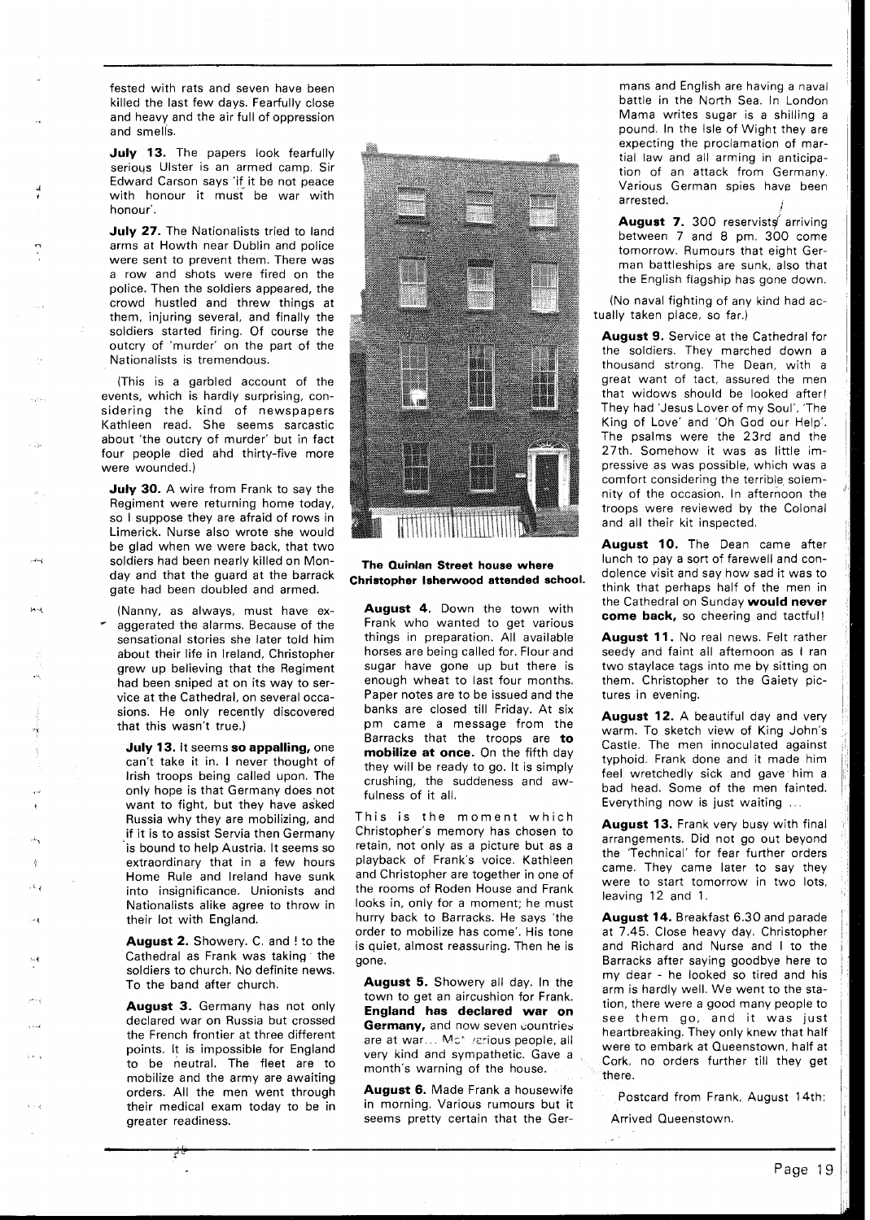fested with rats and seven have been killed the last few days. Fearfully close and heavy and the air full of oppression and smells.

**July 13.** The papers look fearfully serious Ulster is an armed camp. Sir Edward Carson says 'if it be not peace with honour it must be war with honour'.

**July 27.** The Nationalists tried to land arms at Howth near Dublin and police were sent to prevent them. There was a row and shots were fired on the police. Then the soldiers appeared, the crowd hustled and threw things at them, injuring several, and finally the soldiers started firing. Of course the outcry of 'murder' on the part of the Nationalists is tremendous.

(This is a garbled account of the events, which is hardly surprising, considering the kind of newspapers Kathleen read. She seems sarcastic about 'the outcry of murder' but in fact four people died ahd thirty-five more were wounded.)

**July 30.** A wire from Frank to say the Regiment were returning home today, so I suppose they are afraid of rows in Limerick. Nurse also wrote she would be glad when we were back, that two soldiers had been nearly killed on Monday and that the guard at the barrack gate had been doubled and armed.

(Nanny, as always, must have exaggerated the alarms. Because of the sensational stories she later told him about their life in Ireland, Christopher grew up believing that the Regiment had been sniped at on its way to service at the Cathedral, on several occasions. He only recently discovered that this wasn't true.)

**July 13.** It seems **so appalling,** one can't take it in. I never thought of Irish troops being called upon. The only hope is that Germany does not want to fight, but they have asked Russia why they are mobilizing, and if it is to assist Servia then Germany is bound to help Austria. It seems so extraordinary that in a few hours Home Rule and Ireland have sunk into insignificance. Unionists and Nationalists alike agree to throw in their lot with England.

**August 2.** Showery. C. and I to the Cathedral as Frank was taking the soldiers to church. No definite news. To the band after church.

**August 3.** Germany has not only declared war on Russia but crossed the French frontier at three different points. It is impossible for England to be neutral. The fleet are to mobilize and the army are awaiting orders. All the men went through their medical exam today to be in greater readiness.

**The Quinlan Street house where Christopher Isherwood attended school.**

**August 4.** Down the town with Frank who wanted to get various things in preparation. All available horses are being called for. Flour and sugar have gone up but there is enough wheat to last four months. Paper notes are to be issued and the banks are closed till Friday. At six pm came a message from the Barracks that the troops are **to mobilize at once**. On the fifth day they will be ready to go. It is simply crushing, the suddeness and awfulness of it all.

This is the moment which Christopher's memory has chosen to retain, not only as a picture but as a playback of Frank's voice. Kathleen and Christopher are together in one of the rooms of Roden House and Frank looks in, only for a moment; he must hurry back to Barracks. He says 'the order to mobilize has come'. His tone is quiet, almost reassuring. Then he is gone.

**August 5.** Showery all day. In the town to get an aircushion for Frank. **England has declared war on Germany,** and now seven countries are at war... Mc' /erious people, all very kind and sympathetic. Gave a month's warning of the house.

**August 6.** Made Frank a housewife in morning. Various rumours but it seems pretty certain that the Germans and English are having a naval battle in the North Sea. In London Mama writes sugar is a shilling a pound. In the Isle of Wight they are expecting the proclamation of martial law and all arming in anticipation of an attack from Germany. Various German spies have been arrested.

**August 7.** 300 reservists arriving between 7 and 8 pm. 300 come tomorrow. Rumours that eight German battleships are sunk, also that the English flagship has gone down.

(No naval fighting of any kind had actually taken place, so far.)

**August 9.** Service at the Cathedral for the soldiers. They marched down a thousand strong. The Dean, with a great want of tact, assured the men that widows should be looked after! They had 'Jesus Lover of my Soul', 'The King of Love' and 'Oh God our Help'. The psalms were the 23rd and the 27th. Somehow it was as little impressive as was possible, which was a comfort considering the terrible solemnity of the occasion. In afternoon the troops were reviewed by the Colonal and all their kit inspected.

**August 10.** The Dean came after lunch to pay a sort of farewell and condolence visit and say how sad it was to think that perhaps half of the men in the Cathedral on Sunday **would never come back,** so cheering and tactful!

**August 11.** No real news. Felt rather seedy and faint all afternoon as I ran two staylace tags into me by sitting on them. Christopher to the Gaiety pictures in evening.

**August 12.** A beautiful day and very warm. To sketch view of King John's Castle. The men innoculated against typhoid. Frank done and it made him feel wretchedly sick and gave him a bad head. Some of the men fainted. Everything now is just waiting ...

**August 13.** Frank very busy with final arrangements. Did not go out beyond the 'Technical' for fear further orders came. They came later to say they were to start tomorrow in two lots, leaving 12 and 1.

**August 14.** Breakfast 6.30 and parade at 7.45. Close heavy day. Christopher and Richard and Nurse and I to the Barracks after saying goodbye here to my dear - he looked so tired and his arm is hardly well. We went to the station, there were a good many people to see them go, and it was just heartbreaking. They only knew that half were to embark at Queenstown, half at Cork, no orders further till they get there.

Postcard from Frank, August 14th:

Arrived Queenstown.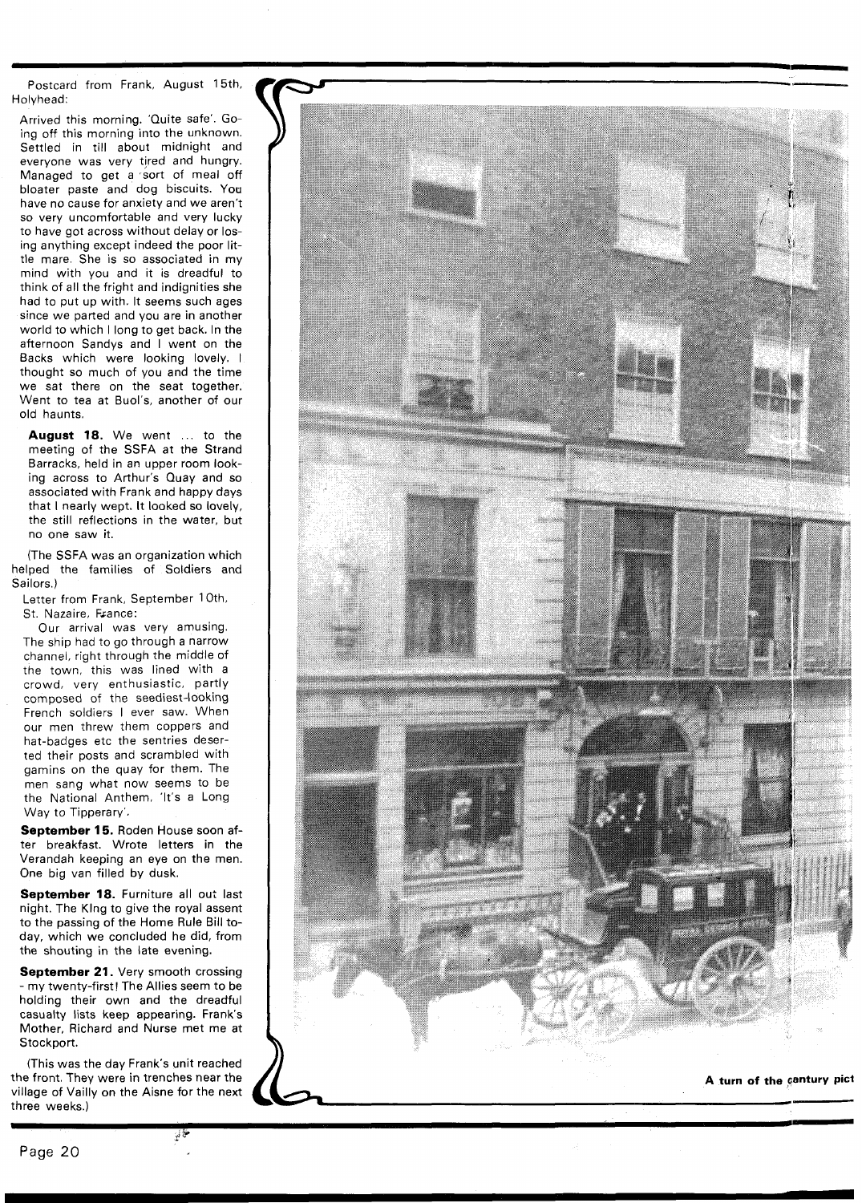Postcard from Frank, August 15th, Holyhead:

Arrived this morning. 'Quite safe'. Going off this morning into the unknown. Settled in till about midnight and everyone was very tired and hungry. Managed to get a sort of meal off bloater paste and dog biscuits. You have no cause for anxiety and we aren't so very uncomfortable and very lucky to have got across without delay or losing anything except indeed the poor little mare. She is so associated in my mind with you and it is dreadful to think of all the fright and indignities she had to put up with. It seems such ages since we parted and you are in another world to which I long to get back. In the afternoon Sandys and I went on the Backs which were looking lovely. I thought so much of you and the time we sat there on the seat together. Went to tea at Buol's, another of our old haunts.

**August 18.** We went ... to the meeting of the SSFA at the Strand Barracks, held in an upper room looking across to Arthur's Quay and so associated with Frank and happy days that I nearly wept. It looked so lovely, the still reflections in the water, but no one saw it.

(The SSFA was an organization which helped the families of Soldiers and Sailors.)

Letter from Frank, September 10th, St. Nazaire, France:

Our arrival was very amusing. The ship had to go through a narrow channel, right through the middle of the town, this was lined with a crowd, very enthusiastic, partly composed of the seediest-looking French soldiers I ever saw. When our men threw them coppers and hat-badges etc the sentries deserted their posts and scrambled with gamins on the quay for them. The men sang what now seems to be the National Anthem, 'It's a Long Way to Tipperary'.

**September 15.** Roden House soon after breakfast. Wrote letters in the Verandah keeping an eye on the men. One big van filled by dusk.

**September 18.** Furniture all out last night. The King to give the royal assent to the passing of the Home Rule Bill today, which we concluded he did, from the shouting in the late evening.

**September 21.** Very smooth crossing - my twenty-first! The Allies seem to be holding their own and the dreadful casualty lists keep appearing. Frank's Mother, Richard and Nurse met me at Stockport.

(This was the day Frank's unit reached the front. They were in trenches near the village of Vailly on the Aisne for the next three weeks.)

A turn of the century pict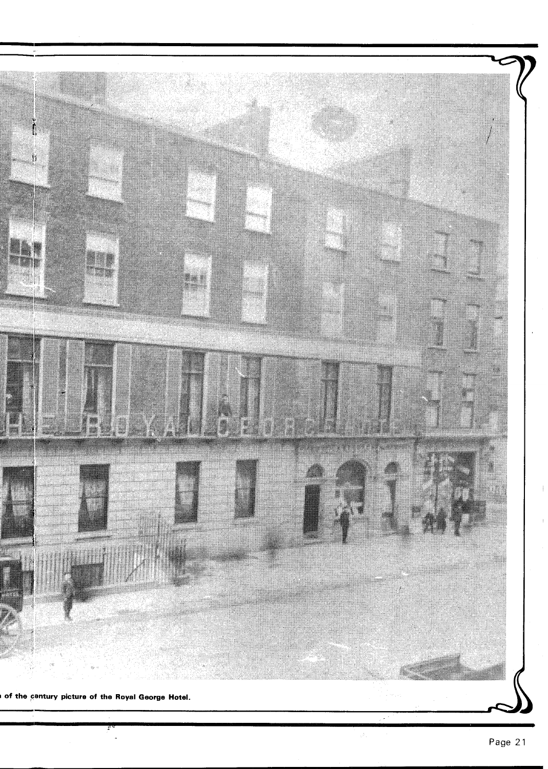of the century picture of the Royal George Hotel.